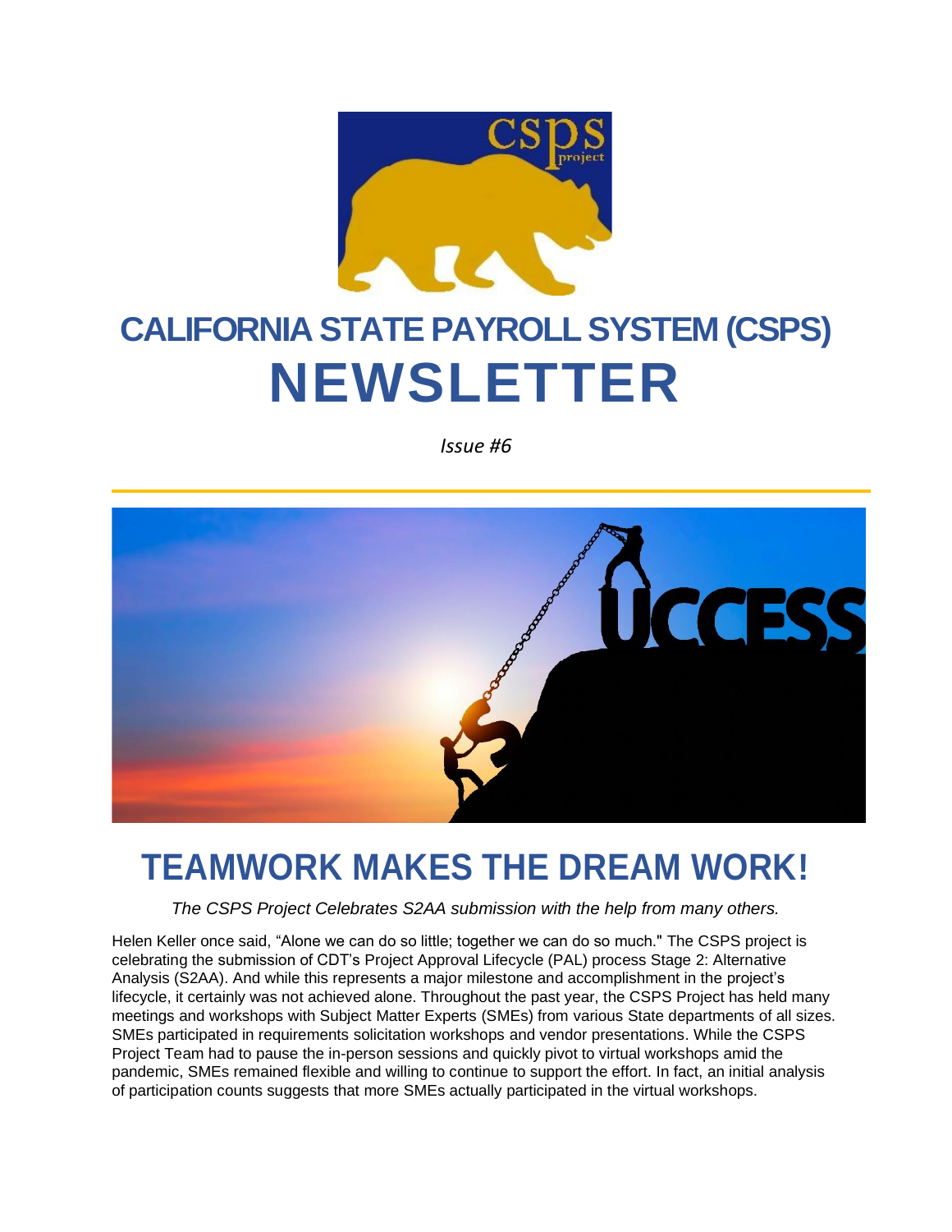# CALIFORNIA STATE PAYROLL SYSTEM (CSPS) NEWSLETTER

*Issue #6*

## TEAMWORK MAKES THE DREAM WORK!

*The CSPS Project Celebrates S2AA submission with the help from many others.*

Helen Keller once said, “Alone we can do so little; together we can do so much." The CSPS project is celebrating the submission of CDT’s Project Approval Lifecycle (PAL) process Stage 2: Alternative Analysis (S2AA). And while this represents a major milestone and accomplishment in the project’s lifecycle, it certainly was not achieved alone. Throughout the past year, the CSPS Project has held many meetings and workshops with Subject Matter Experts (SMEs) from various State departments of all sizes. SMEs participated in requirements solicitation workshops and vendor presentations. While the CSPS Project Team had to pause the in-person sessions and quickly pivot to virtual workshops amid the pandemic, SMEs remained flexible and willing to continue to support the effort. In fact, an initial analysis of participation counts suggests that more SMEs actually participated in the virtual workshops.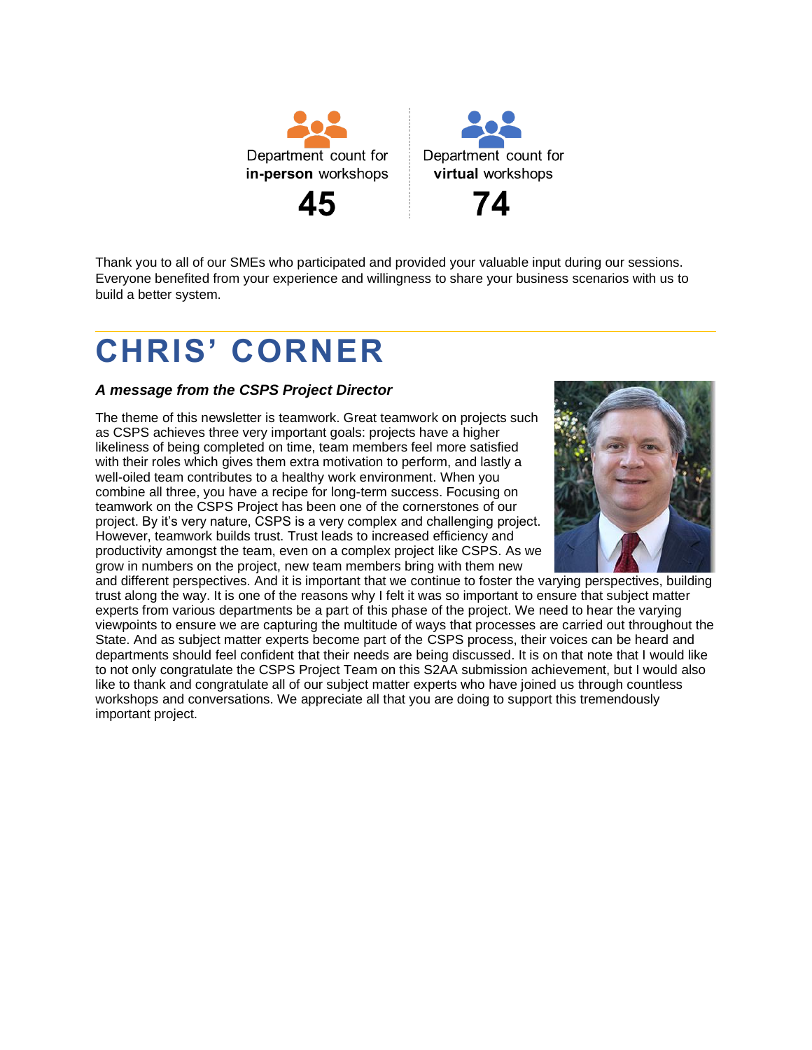Department count for **in-person** workshops

**45**

Department count for **virtual** workshops

**74**

Thank you to all of our SMEs who participated and provided your valuable input during our sessions. Everyone benefited from your experience and willingness to share your business scenarios with us to build a better system.

# CHRIS' CORNER

***A message from the CSPS Project Director***

The theme of this newsletter is teamwork. Great teamwork on projects such as CSPS achieves three very important goals: projects have a higher likeliness of being completed on time, team members feel more satisfied with their roles which gives them extra motivation to perform, and lastly a well-oiled team contributes to a healthy work environment. When you combine all three, you have a recipe for long-term success. Focusing on teamwork on the CSPS Project has been one of the cornerstones of our project. By it's very nature, CSPS is a very complex and challenging project. However, teamwork builds trust. Trust leads to increased efficiency and productivity amongst the team, even on a complex project like CSPS. As we grow in numbers on the project, new team members bring with them new and different perspectives. And it is important that we continue to foster the varying perspectives, building trust along the way. It is one of the reasons why I felt it was so important to ensure that subject matter experts from various departments be a part of this phase of the project. We need to hear the varying viewpoints to ensure we are capturing the multitude of ways that processes are carried out throughout the State. And as subject matter experts become part of the CSPS process, their voices can be heard and departments should feel confident that their needs are being discussed. It is on that note that I would like to not only congratulate the CSPS Project Team on this S2AA submission achievement, but I would also like to thank and congratulate all of our subject matter experts who have joined us through countless workshops and conversations. We appreciate all that you are doing to support this tremendously important project.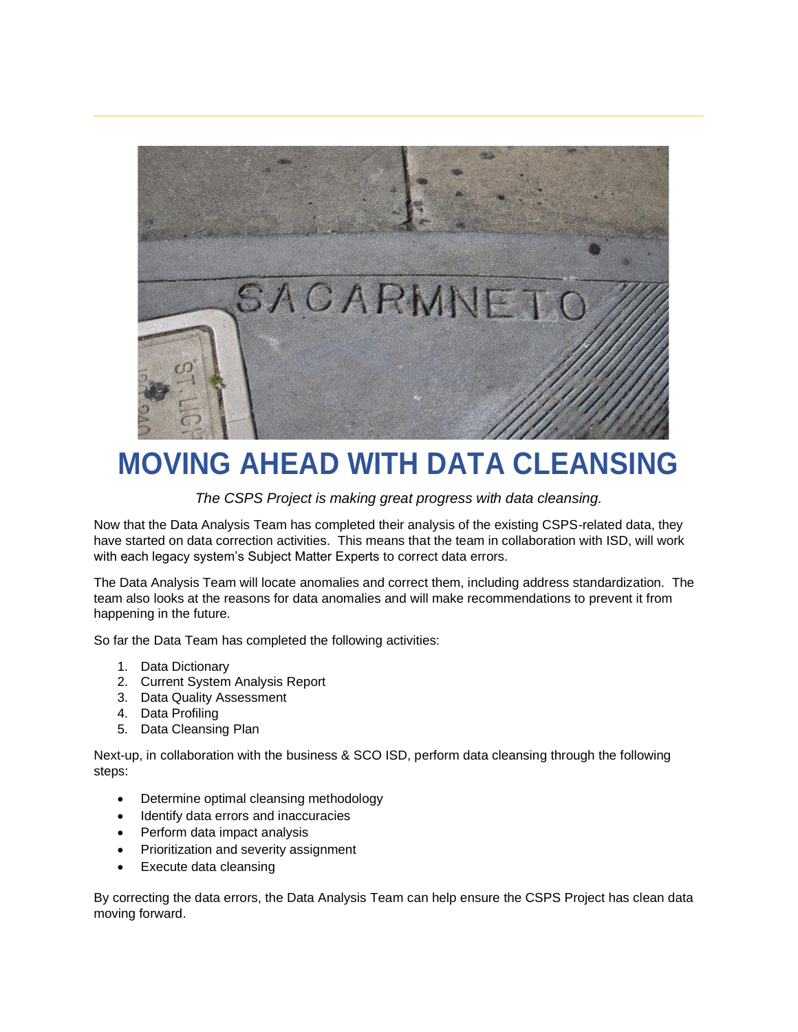# MOVING AHEAD WITH DATA CLEANSING

*The CSPS Project is making great progress with data cleansing.*

Now that the Data Analysis Team has completed their analysis of the existing CSPS-related data, they have started on data correction activities. This means that the team in collaboration with ISD, will work with each legacy system's Subject Matter Experts to correct data errors.

The Data Analysis Team will locate anomalies and correct them, including address standardization. The team also looks at the reasons for data anomalies and will make recommendations to prevent it from happening in the future.

So far the Data Team has completed the following activities:

1. Data Dictionary
2. Current System Analysis Report
3. Data Quality Assessment
4. Data Profiling
5. Data Cleansing Plan

Next-up, in collaboration with the business & SCO ISD, perform data cleansing through the following steps:

- Determine optimal cleansing methodology
- Identify data errors and inaccuracies
- Perform data impact analysis
- Prioritization and severity assignment
- Execute data cleansing

By correcting the data errors, the Data Analysis Team can help ensure the CSPS Project has clean data moving forward.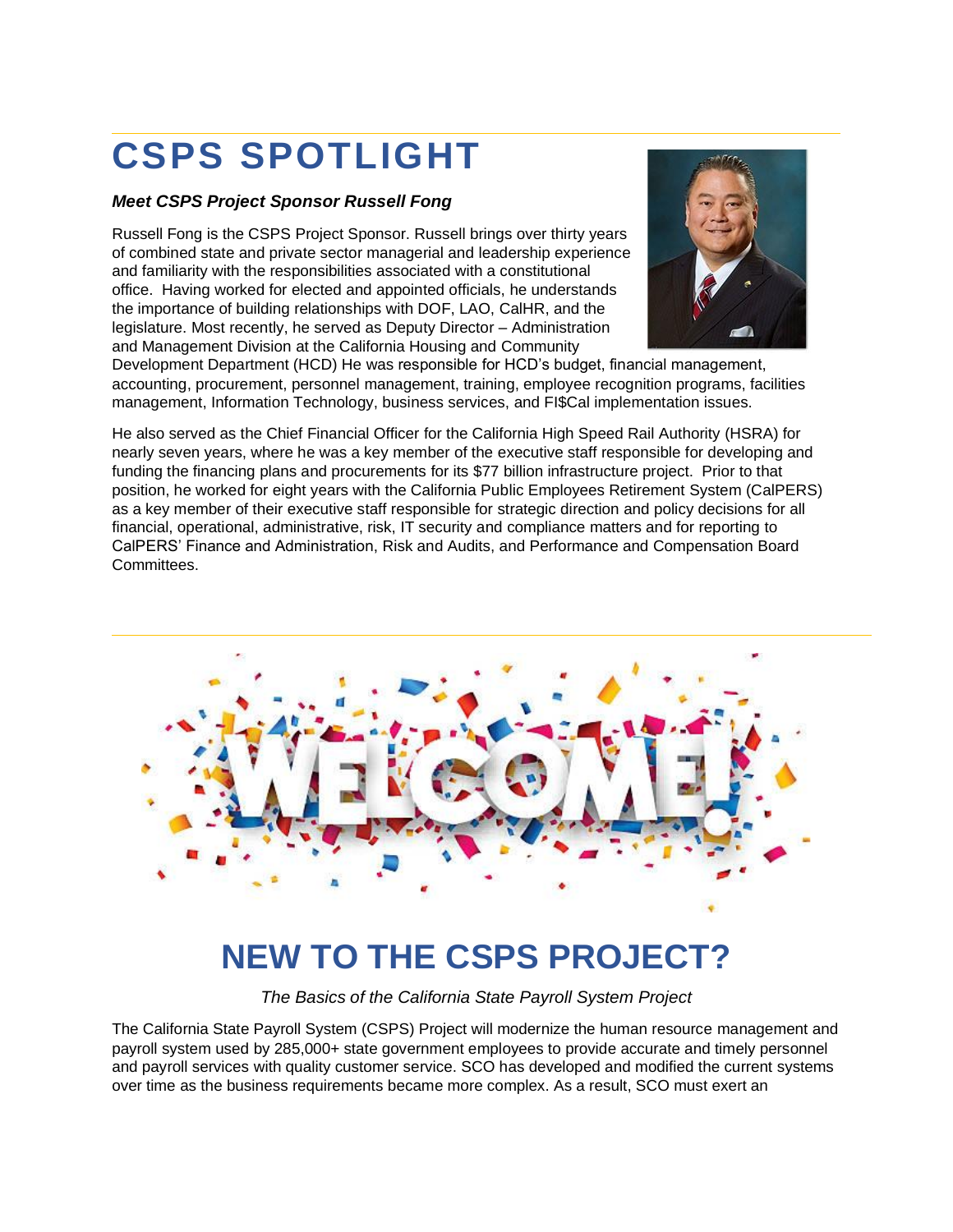# CSPS SPOTLIGHT

***Meet CSPS Project Sponsor Russell Fong***

Russell Fong is the CSPS Project Sponsor. Russell brings over thirty years of combined state and private sector managerial and leadership experience and familiarity with the responsibilities associated with a constitutional office. Having worked for elected and appointed officials, he understands the importance of building relationships with DOF, LAO, CalHR, and the legislature. Most recently, he served as Deputy Director – Administration and Management Division at the California Housing and Community Development Department (HCD) He was responsible for HCD's budget, financial management, accounting, procurement, personnel management, training, employee recognition programs, facilities management, Information Technology, business services, and FI$Cal implementation issues.

He also served as the Chief Financial Officer for the California High Speed Rail Authority (HSRA) for nearly seven years, where he was a key member of the executive staff responsible for developing and funding the financing plans and procurements for its $77 billion infrastructure project. Prior to that position, he worked for eight years with the California Public Employees Retirement System (CalPERS) as a key member of their executive staff responsible for strategic direction and policy decisions for all financial, operational, administrative, risk, IT security and compliance matters and for reporting to CalPERS' Finance and Administration, Risk and Audits, and Performance and Compensation Board Committees.

---

# NEW TO THE CSPS PROJECT?

*The Basics of the California State Payroll System Project*

The California State Payroll System (CSPS) Project will modernize the human resource management and payroll system used by 285,000+ state government employees to provide accurate and timely personnel and payroll services with quality customer service. SCO has developed and modified the current systems over time as the business requirements became more complex. As a result, SCO must exert an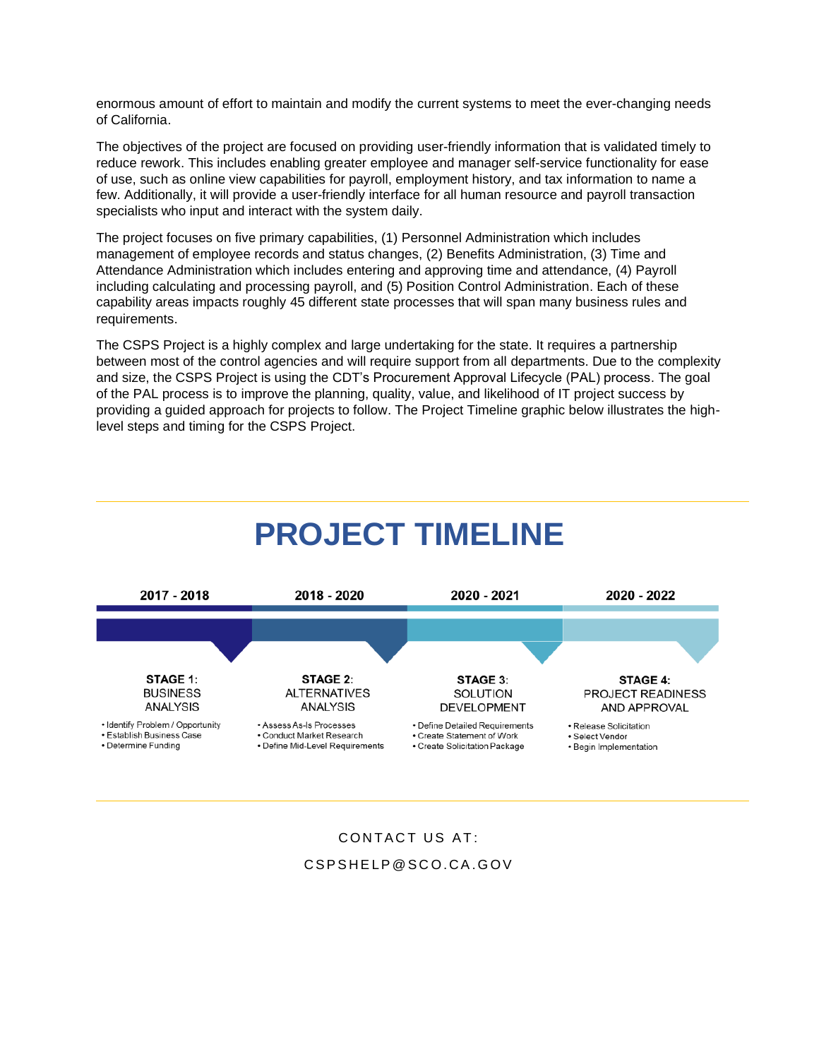enormous amount of effort to maintain and modify the current systems to meet the ever-changing needs of California.

The objectives of the project are focused on providing user-friendly information that is validated timely to reduce rework. This includes enabling greater employee and manager self-service functionality for ease of use, such as online view capabilities for payroll, employment history, and tax information to name a few. Additionally, it will provide a user-friendly interface for all human resource and payroll transaction specialists who input and interact with the system daily.

The project focuses on five primary capabilities, (1) Personnel Administration which includes management of employee records and status changes, (2) Benefits Administration, (3) Time and Attendance Administration which includes entering and approving time and attendance, (4) Payroll including calculating and processing payroll, and (5) Position Control Administration. Each of these capability areas impacts roughly 45 different state processes that will span many business rules and requirements.

The CSPS Project is a highly complex and large undertaking for the state. It requires a partnership between most of the control agencies and will require support from all departments. Due to the complexity and size, the CSPS Project is using the CDT's Procurement Approval Lifecycle (PAL) process. The goal of the PAL process is to improve the planning, quality, value, and likelihood of IT project success by providing a guided approach for projects to follow. The Project Timeline graphic below illustrates the high-level steps and timing for the CSPS Project.

# PROJECT TIMELINE

2017 - 2018

**STAGE 1:** BUSINESS ANALYSIS

- Identify Problem / Opportunity
- Establish Business Case
- Determine Funding

2018 - 2020

**STAGE 2:** ALTERNATIVES ANALYSIS

- Assess As-Is Processes
- Conduct Market Research
- Define Mid-Level Requirements

2020 - 2021

**STAGE 3:** SOLUTION DEVELOPMENT

- Define Detailed Requirements
- Create Statement of Work
- Create Solicitation Package

2020 - 2022

**STAGE 4:** PROJECT READINESS AND APPROVAL

- Release Solicitation
- Select Vendor
- Begin Implementation

CONTACT US AT:

CSPSHELP@SCO.CA.GOV